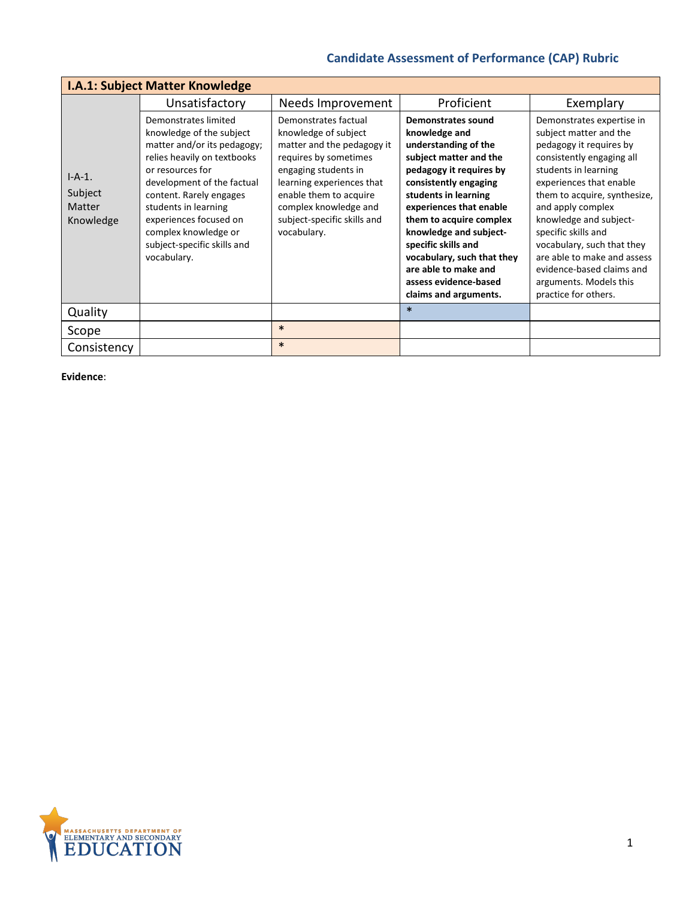## Candidate Assessment of Performance (CAP) Rubric

| I.A.1: Subject Matter Knowledge | | | | |
|---|---|---|---|---|
| | Unsatisfactory | Needs Improvement | Proficient | Exemplary |
| I-A-1. Subject Matter Knowledge | Demonstrates limited knowledge of the subject matter and/or its pedagogy; relies heavily on textbooks or resources for development of the factual content. Rarely engages students in learning experiences focused on complex knowledge or subject-specific skills and vocabulary. | Demonstrates factual knowledge of subject matter and the pedagogy it requires by sometimes engaging students in learning experiences that enable them to acquire complex knowledge and subject-specific skills and vocabulary. | **Demonstrates sound knowledge and understanding of the subject matter and the pedagogy it requires by consistently engaging students in learning experiences that enable them to acquire complex knowledge and subject-specific skills and vocabulary, such that they are able to make and assess evidence-based claims and arguments.** | Demonstrates expertise in subject matter and the pedagogy it requires by consistently engaging all students in learning experiences that enable them to acquire, synthesize, and apply complex knowledge and subject-specific skills and vocabulary, such that they are able to make and assess evidence-based claims and arguments. Models this practice for others. |
| Quality | | | * | |
| Scope | | * | | |
| Consistency | | * | | |

**Evidence**: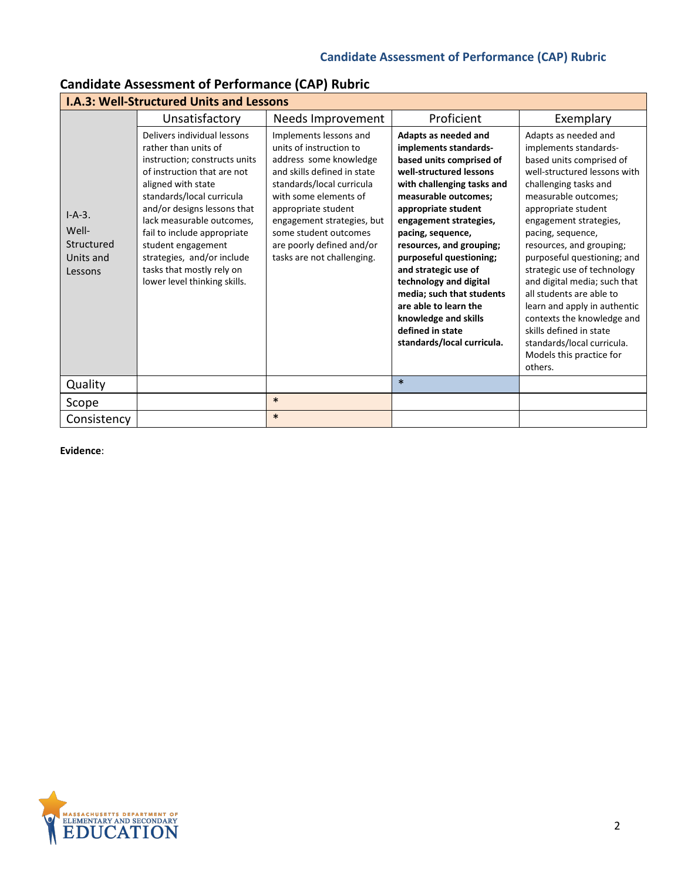## Candidate Assessment of Performance (CAP) Rubric

| I.A.3: Well-Structured Units and Lessons | | | | |
|---|---|---|---|---|
| | Unsatisfactory | Needs Improvement | Proficient | Exemplary |
| I-A-3. Well-Structured Units and Lessons | Delivers individual lessons rather than units of instruction; constructs units of instruction that are not aligned with state standards/local curricula and/or designs lessons that lack measurable outcomes, fail to include appropriate student engagement strategies, and/or include tasks that mostly rely on lower level thinking skills. | Implements lessons and units of instruction to address some knowledge and skills defined in state standards/local curricula with some elements of appropriate student engagement strategies, but some student outcomes are poorly defined and/or tasks are not challenging. | **Adapts as needed and implements standards-based units comprised of well-structured lessons with challenging tasks and measurable outcomes; appropriate student engagement strategies, pacing, sequence, resources, and grouping; purposeful questioning; and strategic use of technology and digital media; such that students are able to learn the knowledge and skills defined in state standards/local curricula.** | Adapts as needed and implements standards-based units comprised of well-structured lessons with challenging tasks and measurable outcomes; appropriate student engagement strategies, pacing, sequence, resources, and grouping; purposeful questioning; and strategic use of technology and digital media; such that all students are able to learn and apply in authentic contexts the knowledge and skills defined in state standards/local curricula. Models this practice for others. |
| Quality | | | * | |
| Scope | | * | | |
| Consistency | | * | | |

**Evidence**: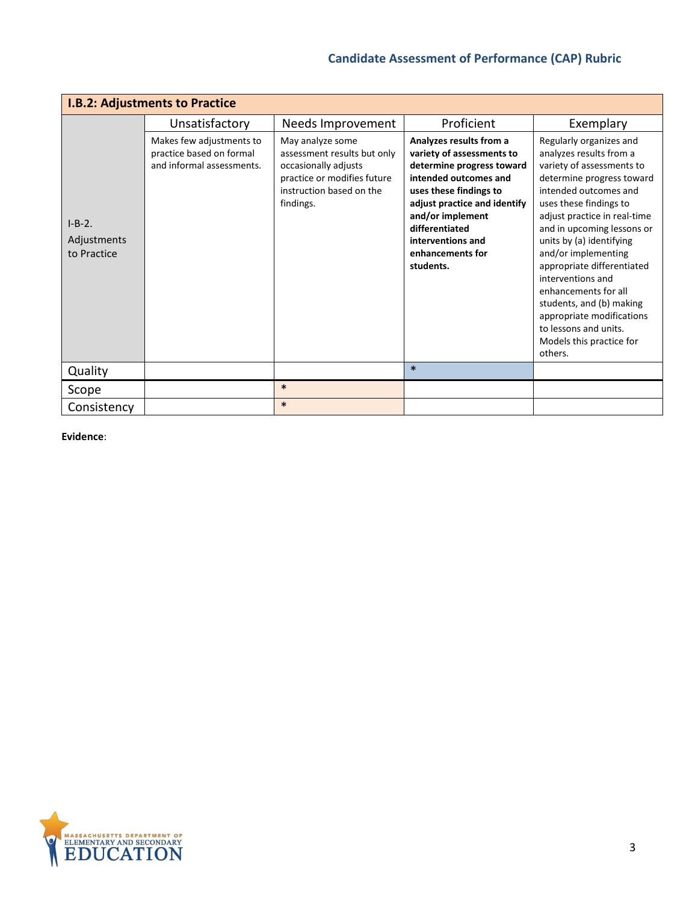| I.B.2: Adjustments to Practice | | | | |
|---|---|---|---|---|
| | Unsatisfactory | Needs Improvement | Proficient | Exemplary |
| I-B-2. Adjustments to Practice | Makes few adjustments to practice based on formal and informal assessments. | May analyze some assessment results but only occasionally adjusts practice or modifies future instruction based on the findings. | **Analyzes results from a variety of assessments to determine progress toward intended outcomes and uses these findings to adjust practice and identify and/or implement differentiated interventions and enhancements for students.** | Regularly organizes and analyzes results from a variety of assessments to determine progress toward intended outcomes and uses these findings to adjust practice in real-time and in upcoming lessons or units by (a) identifying and/or implementing appropriate differentiated interventions and enhancements for all students, and (b) making appropriate modifications to lessons and units. Models this practice for others. |
| Quality | | | * | |
| Scope | | * | | |
| Consistency | | * | | |

**Evidence**: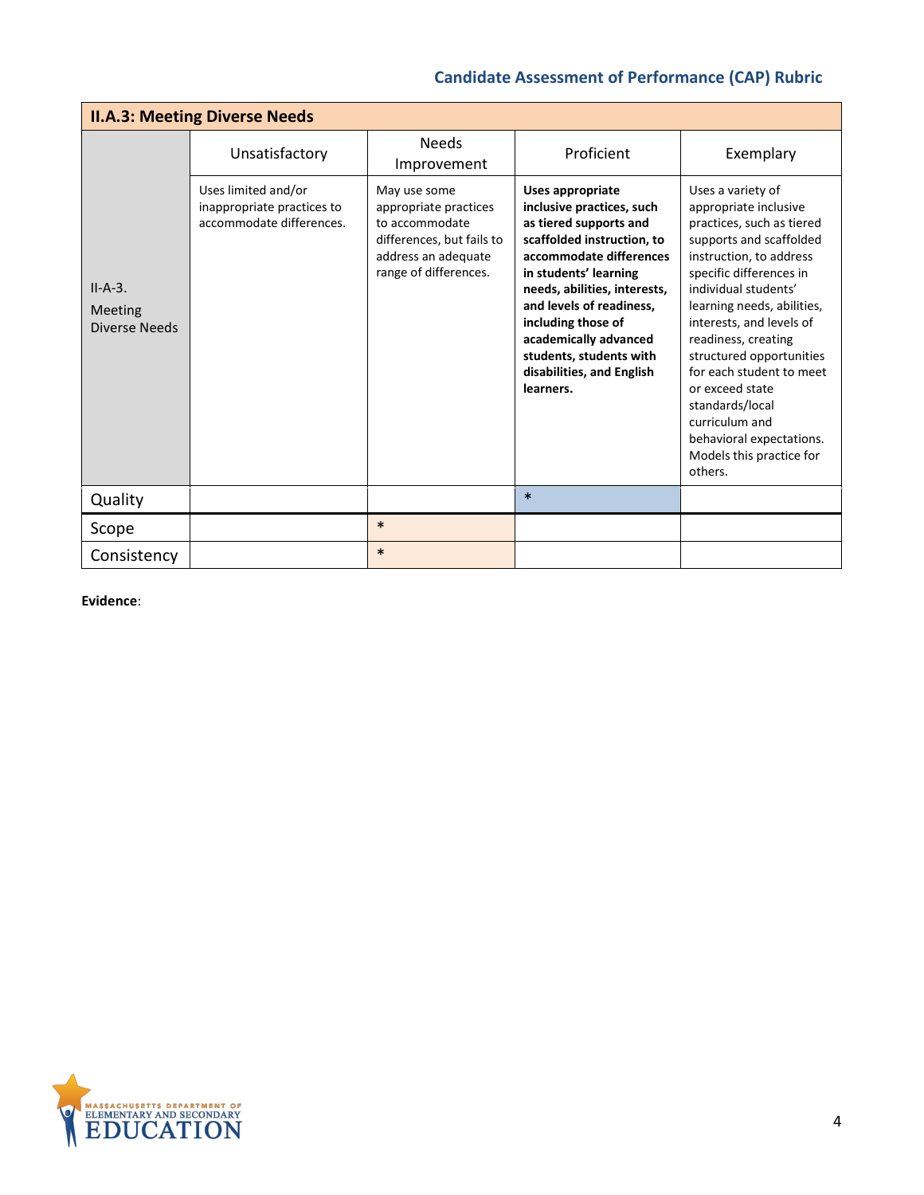| II.A.3: Meeting Diverse Needs | | | | |
|---|---|---|---|---|
| | Unsatisfactory | Needs Improvement | Proficient | Exemplary |
| II-A-3. Meeting Diverse Needs | Uses limited and/or inappropriate practices to accommodate differences. | May use some appropriate practices to accommodate differences, but fails to address an adequate range of differences. | **Uses appropriate inclusive practices, such as tiered supports and scaffolded instruction, to accommodate differences in students' learning needs, abilities, interests, and levels of readiness, including those of academically advanced students, students with disabilities, and English learners.** | Uses a variety of appropriate inclusive practices, such as tiered supports and scaffolded instruction, to address specific differences in individual students' learning needs, abilities, interests, and levels of readiness, creating structured opportunities for each student to meet or exceed state standards/local curriculum and behavioral expectations. Models this practice for others. |
| Quality | | | * | |
| Scope | | * | | |
| Consistency | | * | | |

**Evidence**: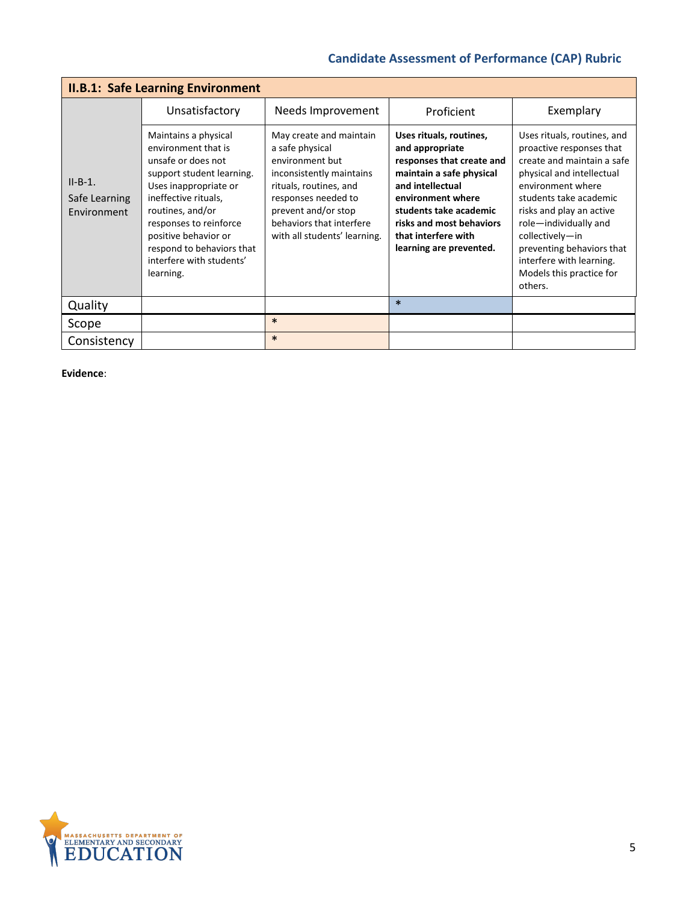| II.B.1: Safe Learning Environment | | | | |
|---|---|---|---|---|
| | Unsatisfactory | Needs Improvement | Proficient | Exemplary |
| II-B-1. Safe Learning Environment | Maintains a physical environment that is unsafe or does not support student learning. Uses inappropriate or ineffective rituals, routines, and/or responses to reinforce positive behavior or respond to behaviors that interfere with students' learning. | May create and maintain a safe physical environment but inconsistently maintains rituals, routines, and responses needed to prevent and/or stop behaviors that interfere with all students' learning. | **Uses rituals, routines, and appropriate responses that create and maintain a safe physical and intellectual environment where students take academic risks and most behaviors that interfere with learning are prevented.** | Uses rituals, routines, and proactive responses that create and maintain a safe physical and intellectual environment where students take academic risks and play an active role—individually and collectively—in preventing behaviors that interfere with learning. Models this practice for others. |
| Quality | | | * | |
| Scope | | * | | |
| Consistency | | * | | |

**Evidence**: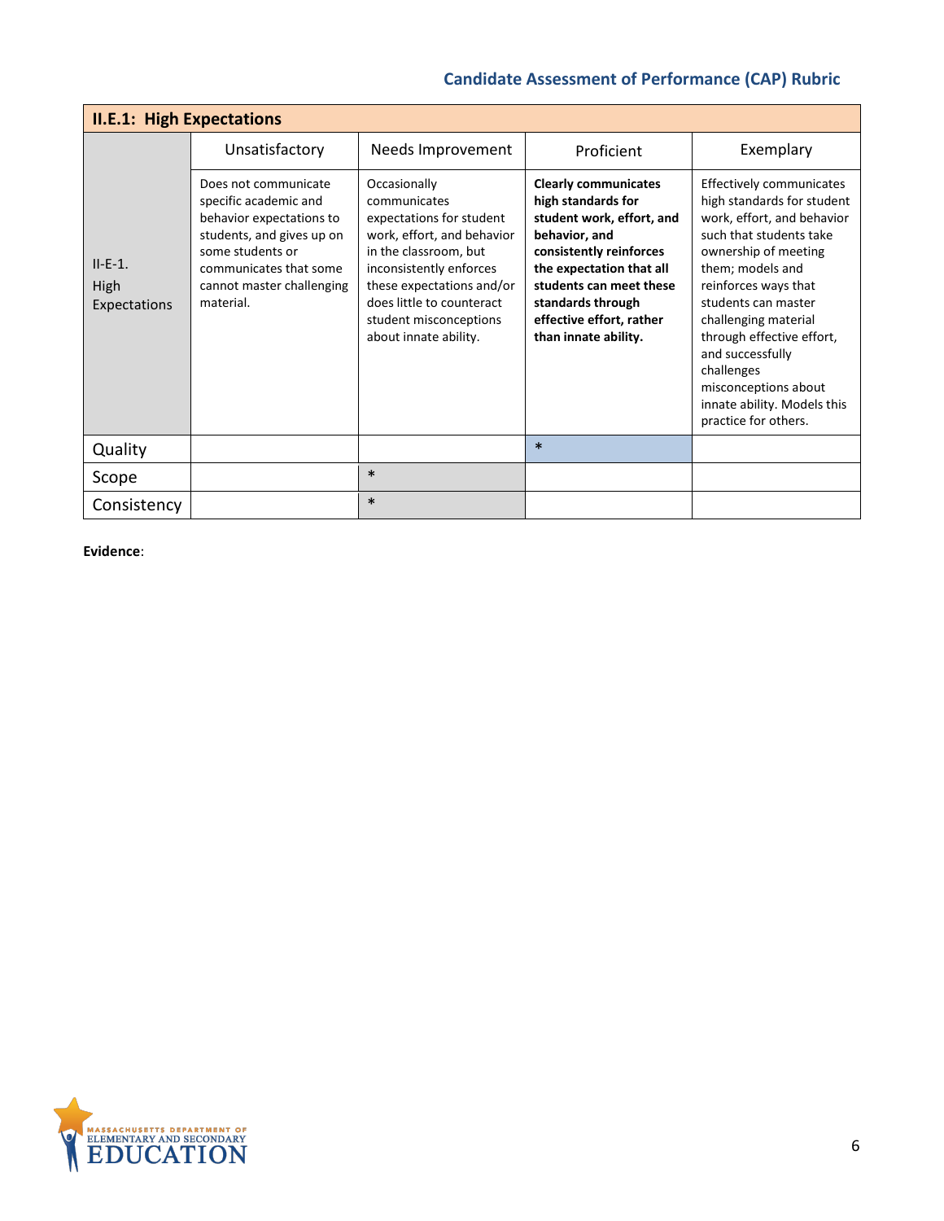| II.E.1: High Expectations | | | | |
|---|---|---|---|---|
| | Unsatisfactory | Needs Improvement | Proficient | Exemplary |
| II-E-1. High Expectations | Does not communicate specific academic and behavior expectations to students, and gives up on some students or communicates that some cannot master challenging material. | Occasionally communicates expectations for student work, effort, and behavior in the classroom, but inconsistently enforces these expectations and/or does little to counteract student misconceptions about innate ability. | **Clearly communicates high standards for student work, effort, and behavior, and consistently reinforces the expectation that all students can meet these standards through effective effort, rather than innate ability.** | Effectively communicates high standards for student work, effort, and behavior such that students take ownership of meeting them; models and reinforces ways that students can master challenging material through effective effort, and successfully challenges misconceptions about innate ability. Models this practice for others. |
| Quality | | | * | |
| Scope | | * | | |
| Consistency | | * | | |

**Evidence**: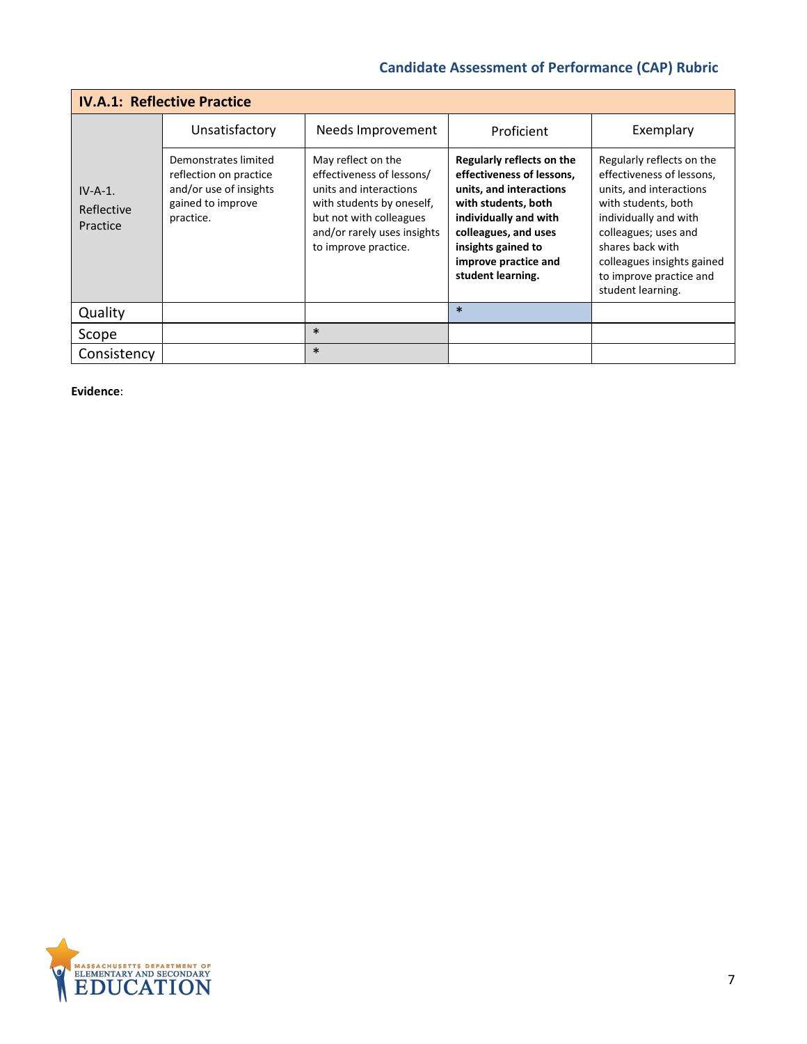| IV.A.1: Reflective Practice | | | | |
|---|---|---|---|---|
| | Unsatisfactory | Needs Improvement | Proficient | Exemplary |
| IV-A-1. Reflective Practice | Demonstrates limited reflection on practice and/or use of insights gained to improve practice. | May reflect on the effectiveness of lessons/ units and interactions with students by oneself, but not with colleagues and/or rarely uses insights to improve practice. | **Regularly reflects on the effectiveness of lessons, units, and interactions with students, both individually and with colleagues, and uses insights gained to improve practice and student learning.** | Regularly reflects on the effectiveness of lessons, units, and interactions with students, both individually and with colleagues; uses and shares back with colleagues insights gained to improve practice and student learning. |
| Quality | | | * | |
| Scope | | * | | |
| Consistency | | * | | |

**Evidence**: